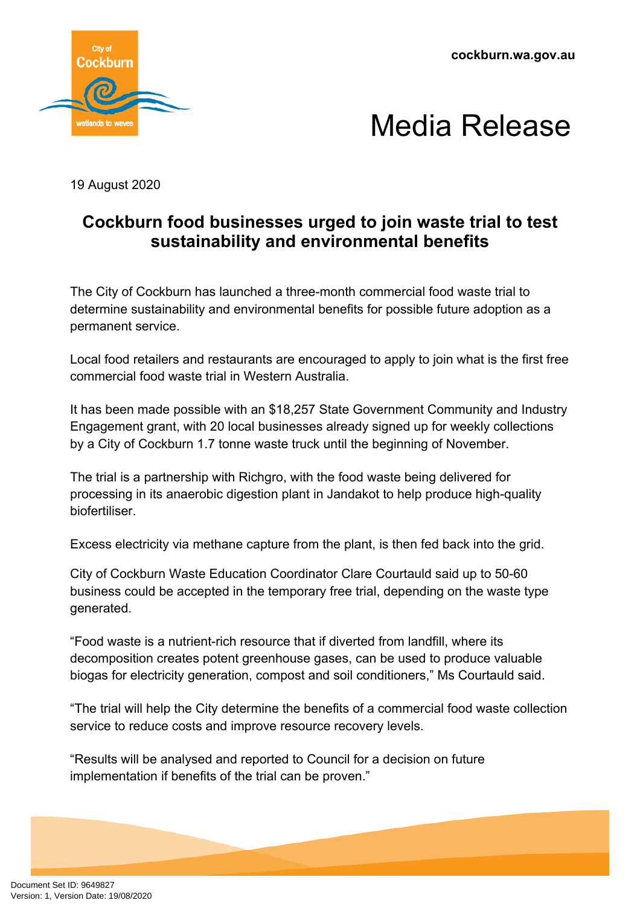cockburn.wa.gov.au

# Media Release

19 August 2020

## Cockburn food businesses urged to join waste trial to test sustainability and environmental benefits

The City of Cockburn has launched a three-month commercial food waste trial to determine sustainability and environmental benefits for possible future adoption as a permanent service.

Local food retailers and restaurants are encouraged to apply to join what is the first free commercial food waste trial in Western Australia.

It has been made possible with an $18,257 State Government Community and Industry Engagement grant, with 20 local businesses already signed up for weekly collections by a City of Cockburn 1.7 tonne waste truck until the beginning of November.

The trial is a partnership with Richgro, with the food waste being delivered for processing in its anaerobic digestion plant in Jandakot to help produce high-quality biofertiliser.

Excess electricity via methane capture from the plant, is then fed back into the grid.

City of Cockburn Waste Education Coordinator Clare Courtauld said up to 50-60 business could be accepted in the temporary free trial, depending on the waste type generated.

"Food waste is a nutrient-rich resource that if diverted from landfill, where its decomposition creates potent greenhouse gases, can be used to produce valuable biogas for electricity generation, compost and soil conditioners," Ms Courtauld said.

"The trial will help the City determine the benefits of a commercial food waste collection service to reduce costs and improve resource recovery levels.

"Results will be analysed and reported to Council for a decision on future implementation if benefits of the trial can be proven."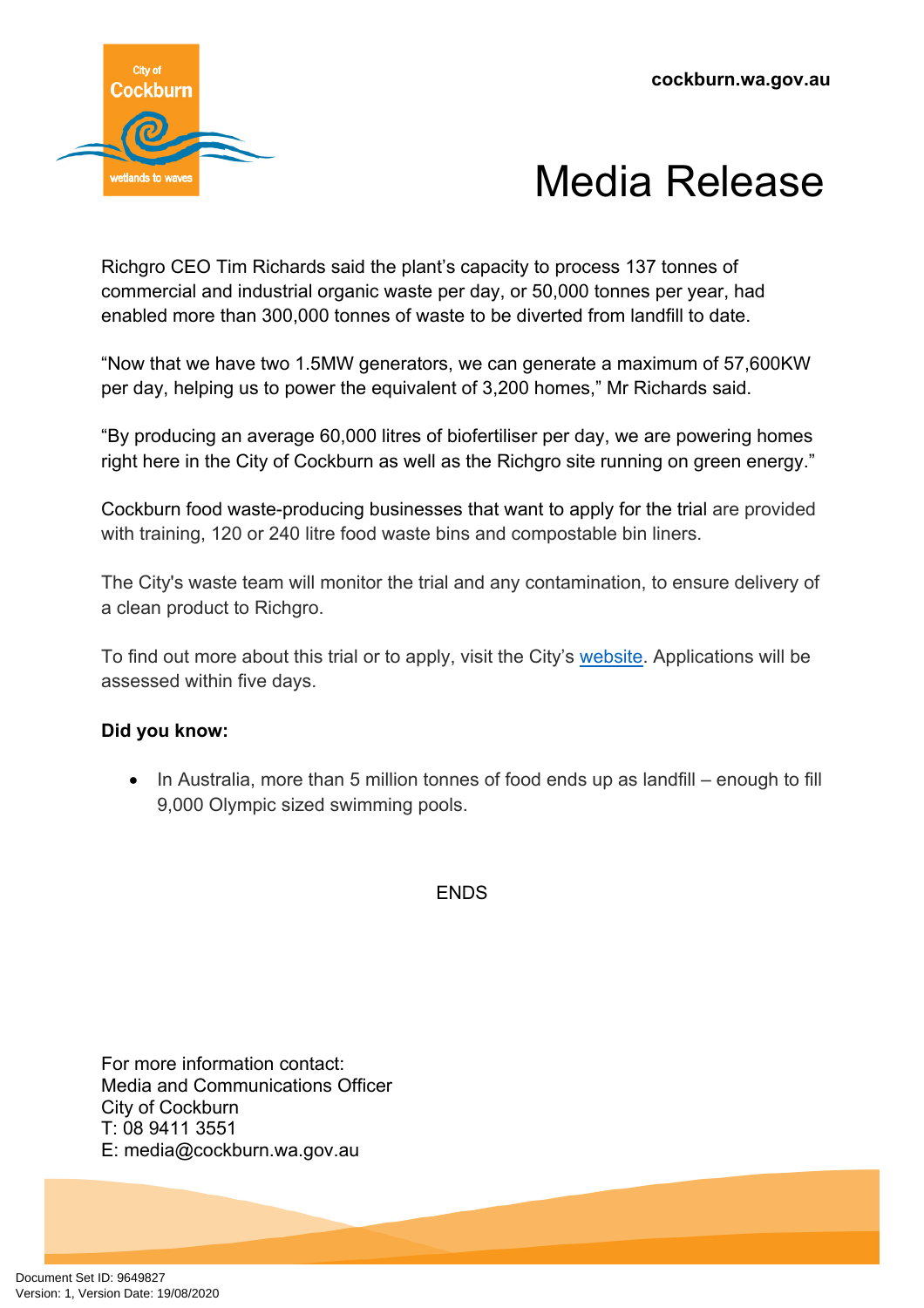Richgro CEO Tim Richards said the plant's capacity to process 137 tonnes of commercial and industrial organic waste per day, or 50,000 tonnes per year, had enabled more than 300,000 tonnes of waste to be diverted from landfill to date.

"Now that we have two 1.5MW generators, we can generate a maximum of 57,600KW per day, helping us to power the equivalent of 3,200 homes," Mr Richards said.

"By producing an average 60,000 litres of biofertiliser per day, we are powering homes right here in the City of Cockburn as well as the Richgro site running on green energy."

Cockburn food waste-producing businesses that want to apply for the trial are provided with training, 120 or 240 litre food waste bins and compostable bin liners.

The City's waste team will monitor the trial and any contamination, to ensure delivery of a clean product to Richgro.

To find out more about this trial or to apply, visit the City's website. Applications will be assessed within five days.

**Did you know:**

- In Australia, more than 5 million tonnes of food ends up as landfill – enough to fill 9,000 Olympic sized swimming pools.

ENDS

For more information contact:
Media and Communications Officer
City of Cockburn
T: 08 9411 3551
E: media@cockburn.wa.gov.au

Document Set ID: 9649827
Version: 1, Version Date: 19/08/2020